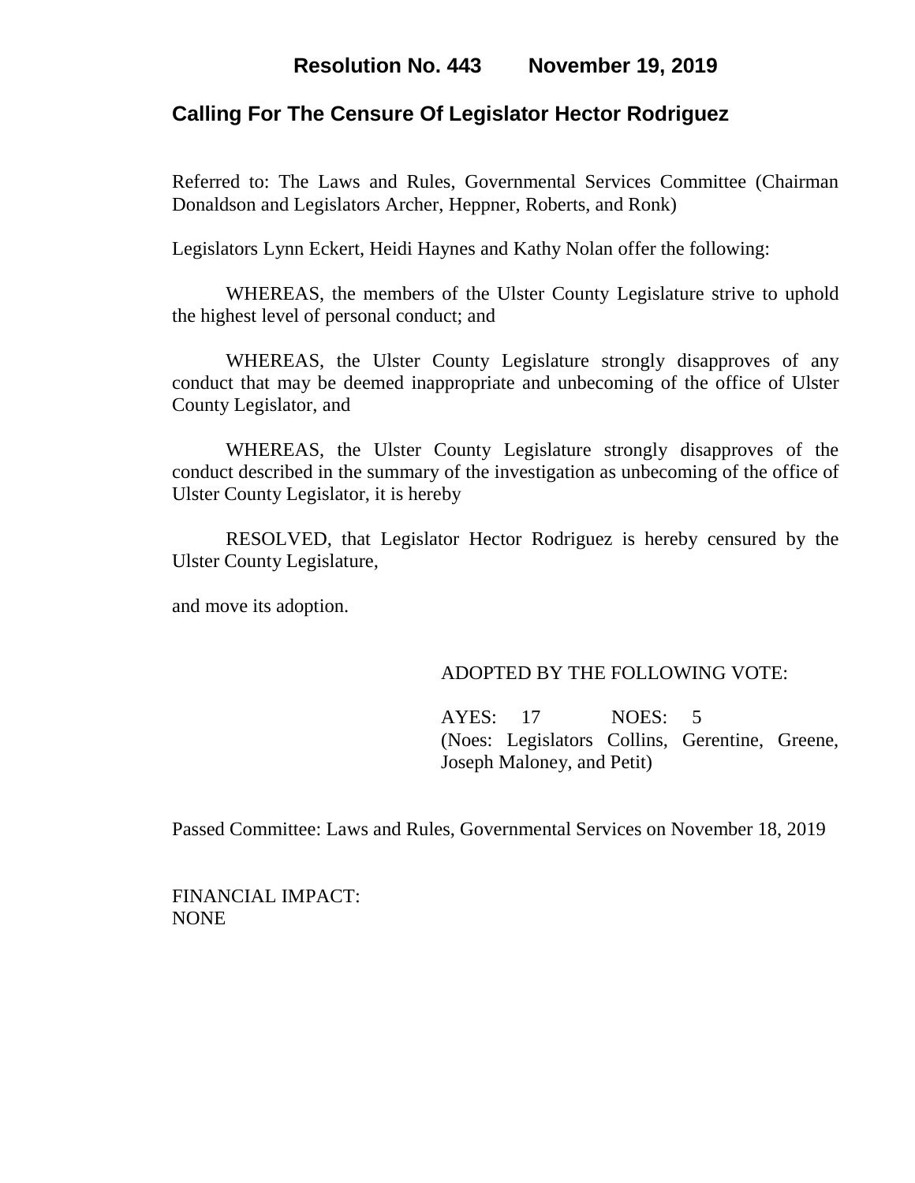# Resolution No. 443 November 19, 2019

## Calling For The Censure Of Legislator Hector Rodriguez

Referred to: The Laws and Rules, Governmental Services Committee (Chairman Donaldson and Legislators Archer, Heppner, Roberts, and Ronk)

Legislators Lynn Eckert, Heidi Haynes and Kathy Nolan offer the following:

WHEREAS, the members of the Ulster County Legislature strive to uphold the highest level of personal conduct; and

WHEREAS, the Ulster County Legislature strongly disapproves of any conduct that may be deemed inappropriate and unbecoming of the office of Ulster County Legislator, and

WHEREAS, the Ulster County Legislature strongly disapproves of the conduct described in the summary of the investigation as unbecoming of the office of Ulster County Legislator, it is hereby

RESOLVED, that Legislator Hector Rodriguez is hereby censured by the Ulster County Legislature,

and move its adoption.

ADOPTED BY THE FOLLOWING VOTE:

AYES: 17 NOES: 5
(Noes: Legislators Collins, Gerentine, Greene, Joseph Maloney, and Petit)

Passed Committee: Laws and Rules, Governmental Services on November 18, 2019

FINANCIAL IMPACT:
NONE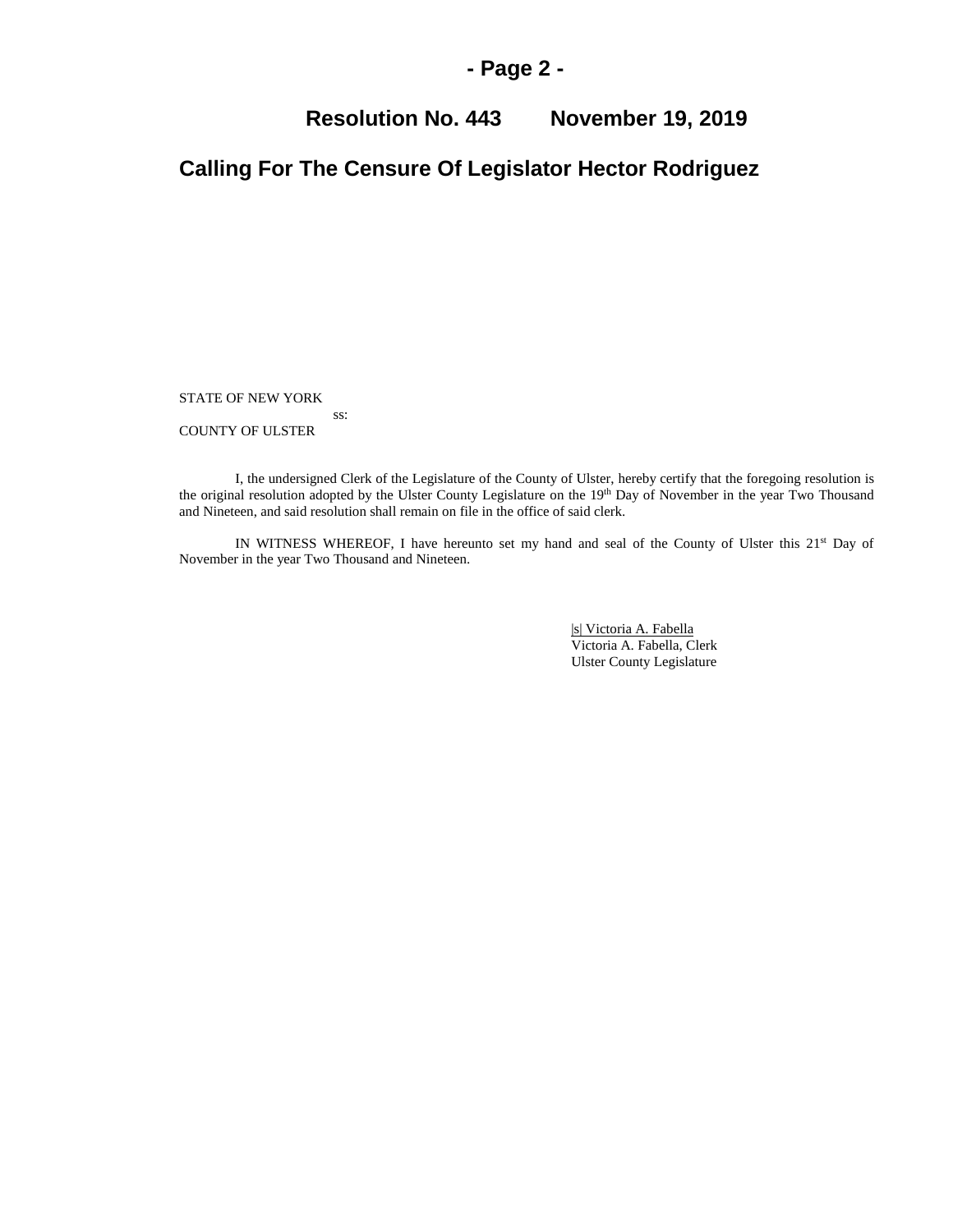**Resolution No. 443 November 19, 2019**

## Calling For The Censure Of Legislator Hector Rodriguez

STATE OF NEW YORK
ss:
COUNTY OF ULSTER

I, the undersigned Clerk of the Legislature of the County of Ulster, hereby certify that the foregoing resolution is the original resolution adopted by the Ulster County Legislature on the 19th Day of November in the year Two Thousand and Nineteen, and said resolution shall remain on file in the office of said clerk.

IN WITNESS WHEREOF, I have hereunto set my hand and seal of the County of Ulster this 21st Day of November in the year Two Thousand and Nineteen.

|s| Victoria A. Fabella
Victoria A. Fabella, Clerk
Ulster County Legislature